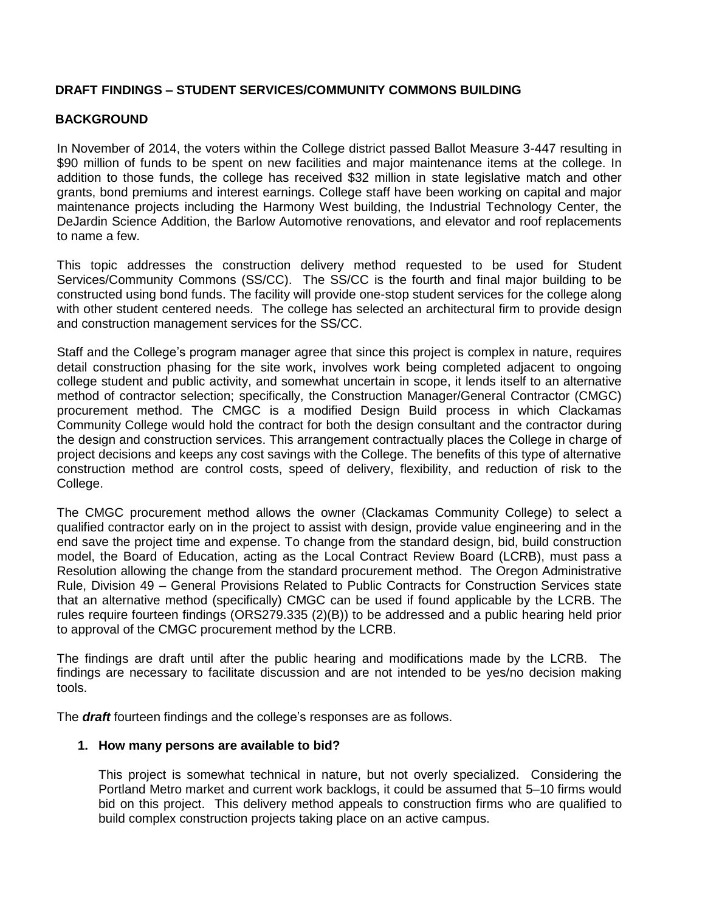## DRAFT FINDINGS – STUDENT SERVICES/COMMUNITY COMMONS BUILDING

## BACKGROUND

In November of 2014, the voters within the College district passed Ballot Measure 3-447 resulting in \$90 million of funds to be spent on new facilities and major maintenance items at the college. In addition to those funds, the college has received \$32 million in state legislative match and other grants, bond premiums and interest earnings. College staff have been working on capital and major maintenance projects including the Harmony West building, the Industrial Technology Center, the DeJardin Science Addition, the Barlow Automotive renovations, and elevator and roof replacements to name a few.

This topic addresses the construction delivery method requested to be used for Student Services/Community Commons (SS/CC). The SS/CC is the fourth and final major building to be constructed using bond funds. The facility will provide one-stop student services for the college along with other student centered needs. The college has selected an architectural firm to provide design and construction management services for the SS/CC.

Staff and the College's program manager agree that since this project is complex in nature, requires detail construction phasing for the site work, involves work being completed adjacent to ongoing college student and public activity, and somewhat uncertain in scope, it lends itself to an alternative method of contractor selection; specifically, the Construction Manager/General Contractor (CMGC) procurement method. The CMGC is a modified Design Build process in which Clackamas Community College would hold the contract for both the design consultant and the contractor during the design and construction services. This arrangement contractually places the College in charge of project decisions and keeps any cost savings with the College. The benefits of this type of alternative construction method are control costs, speed of delivery, flexibility, and reduction of risk to the College.

The CMGC procurement method allows the owner (Clackamas Community College) to select a qualified contractor early on in the project to assist with design, provide value engineering and in the end save the project time and expense. To change from the standard design, bid, build construction model, the Board of Education, acting as the Local Contract Review Board (LCRB), must pass a Resolution allowing the change from the standard procurement method. The Oregon Administrative Rule, Division 49 – General Provisions Related to Public Contracts for Construction Services state that an alternative method (specifically) CMGC can be used if found applicable by the LCRB. The rules require fourteen findings (ORS279.335 (2)(B)) to be addressed and a public hearing held prior to approval of the CMGC procurement method by the LCRB.

The findings are draft until after the public hearing and modifications made by the LCRB. The findings are necessary to facilitate discussion and are not intended to be yes/no decision making tools.

The ***draft*** fourteen findings and the college's responses are as follows.

1. **How many persons are available to bid?**

   This project is somewhat technical in nature, but not overly specialized. Considering the Portland Metro market and current work backlogs, it could be assumed that 5–10 firms would bid on this project. This delivery method appeals to construction firms who are qualified to build complex construction projects taking place on an active campus.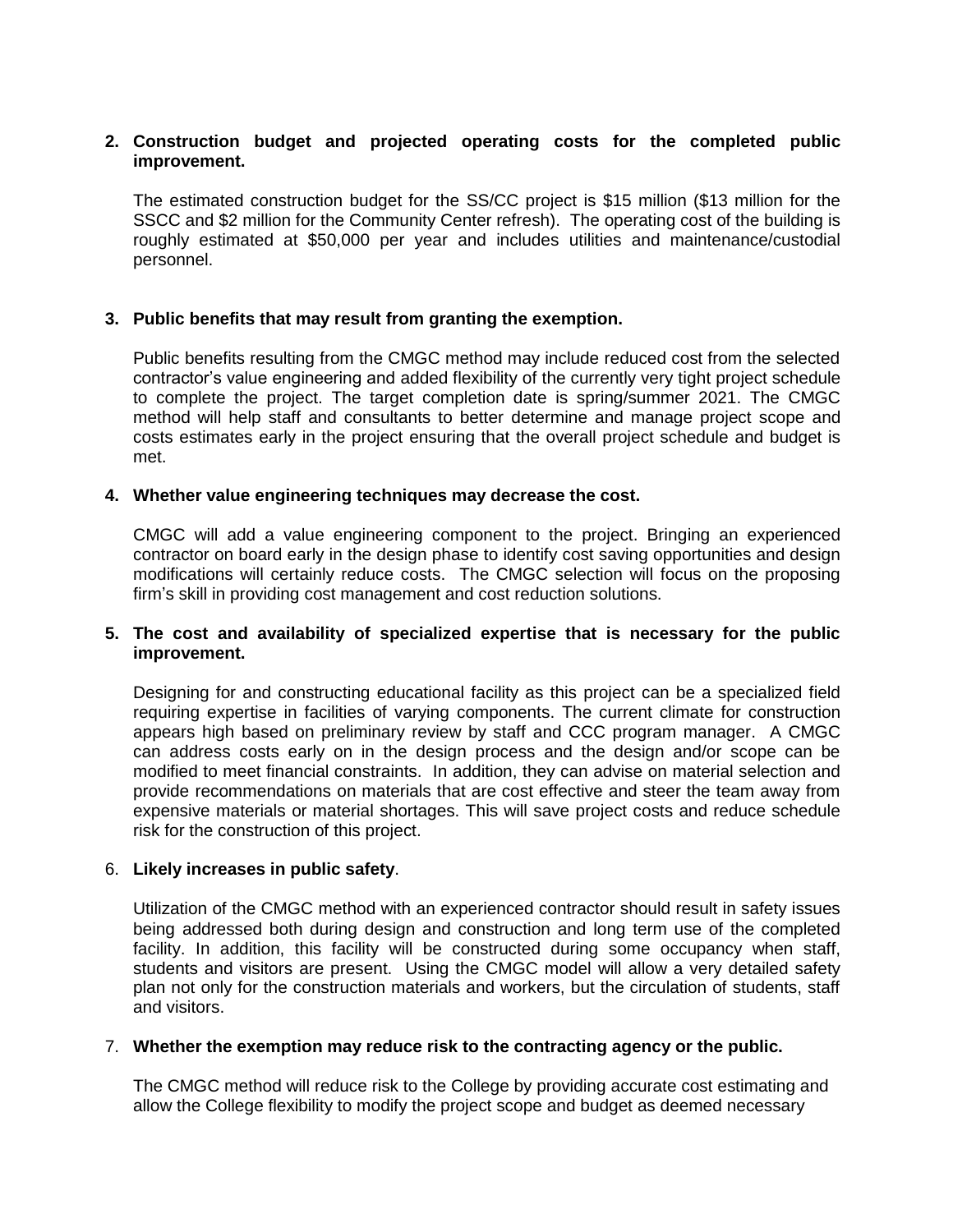2. **Construction budget and projected operating costs for the completed public improvement.**

   The estimated construction budget for the SS/CC project is $15 million ($13 million for the SSCC and $2 million for the Community Center refresh). The operating cost of the building is roughly estimated at $50,000 per year and includes utilities and maintenance/custodial personnel.

3. **Public benefits that may result from granting the exemption.**

   Public benefits resulting from the CMGC method may include reduced cost from the selected contractor's value engineering and added flexibility of the currently very tight project schedule to complete the project. The target completion date is spring/summer 2021. The CMGC method will help staff and consultants to better determine and manage project scope and costs estimates early in the project ensuring that the overall project schedule and budget is met.

4. **Whether value engineering techniques may decrease the cost.**

   CMGC will add a value engineering component to the project. Bringing an experienced contractor on board early in the design phase to identify cost saving opportunities and design modifications will certainly reduce costs. The CMGC selection will focus on the proposing firm's skill in providing cost management and cost reduction solutions.

5. **The cost and availability of specialized expertise that is necessary for the public improvement.**

   Designing for and constructing educational facility as this project can be a specialized field requiring expertise in facilities of varying components. The current climate for construction appears high based on preliminary review by staff and CCC program manager. A CMGC can address costs early on in the design process and the design and/or scope can be modified to meet financial constraints. In addition, they can advise on material selection and provide recommendations on materials that are cost effective and steer the team away from expensive materials or material shortages. This will save project costs and reduce schedule risk for the construction of this project.

6. **Likely increases in public safety**.

   Utilization of the CMGC method with an experienced contractor should result in safety issues being addressed both during design and construction and long term use of the completed facility. In addition, this facility will be constructed during some occupancy when staff, students and visitors are present. Using the CMGC model will allow a very detailed safety plan not only for the construction materials and workers, but the circulation of students, staff and visitors.

7. **Whether the exemption may reduce risk to the contracting agency or the public.**

   The CMGC method will reduce risk to the College by providing accurate cost estimating and allow the College flexibility to modify the project scope and budget as deemed necessary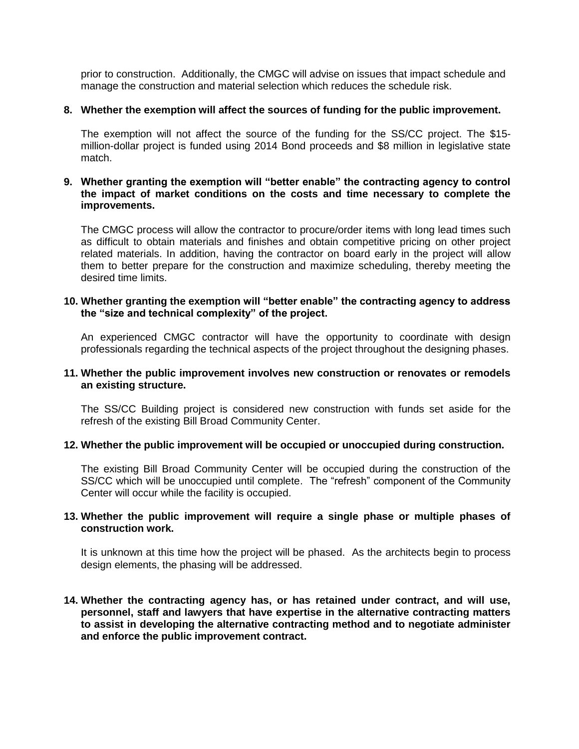prior to construction. Additionally, the CMGC will advise on issues that impact schedule and manage the construction and material selection which reduces the schedule risk.

**8. Whether the exemption will affect the sources of funding for the public improvement.**

The exemption will not affect the source of the funding for the SS/CC project. The $15-million-dollar project is funded using 2014 Bond proceeds and $8 million in legislative state match.

**9. Whether granting the exemption will "better enable" the contracting agency to control the impact of market conditions on the costs and time necessary to complete the improvements.**

The CMGC process will allow the contractor to procure/order items with long lead times such as difficult to obtain materials and finishes and obtain competitive pricing on other project related materials. In addition, having the contractor on board early in the project will allow them to better prepare for the construction and maximize scheduling, thereby meeting the desired time limits.

**10. Whether granting the exemption will "better enable" the contracting agency to address the "size and technical complexity" of the project.**

An experienced CMGC contractor will have the opportunity to coordinate with design professionals regarding the technical aspects of the project throughout the designing phases.

**11. Whether the public improvement involves new construction or renovates or remodels an existing structure.**

The SS/CC Building project is considered new construction with funds set aside for the refresh of the existing Bill Broad Community Center.

**12. Whether the public improvement will be occupied or unoccupied during construction.**

The existing Bill Broad Community Center will be occupied during the construction of the SS/CC which will be unoccupied until complete. The "refresh" component of the Community Center will occur while the facility is occupied.

**13. Whether the public improvement will require a single phase or multiple phases of construction work.**

It is unknown at this time how the project will be phased. As the architects begin to process design elements, the phasing will be addressed.

**14. Whether the contracting agency has, or has retained under contract, and will use, personnel, staff and lawyers that have expertise in the alternative contracting matters to assist in developing the alternative contracting method and to negotiate administer and enforce the public improvement contract.**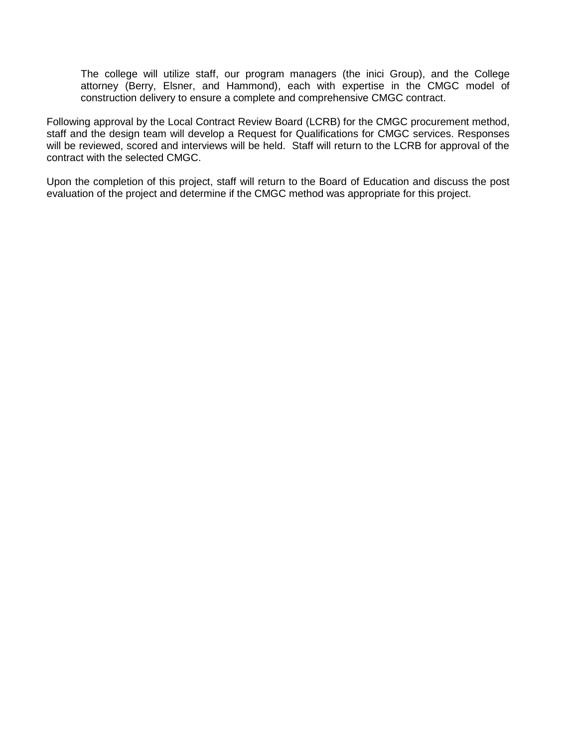The college will utilize staff, our program managers (the inici Group), and the College attorney (Berry, Elsner, and Hammond), each with expertise in the CMGC model of construction delivery to ensure a complete and comprehensive CMGC contract.

Following approval by the Local Contract Review Board (LCRB) for the CMGC procurement method, staff and the design team will develop a Request for Qualifications for CMGC services. Responses will be reviewed, scored and interviews will be held. Staff will return to the LCRB for approval of the contract with the selected CMGC.

Upon the completion of this project, staff will return to the Board of Education and discuss the post evaluation of the project and determine if the CMGC method was appropriate for this project.